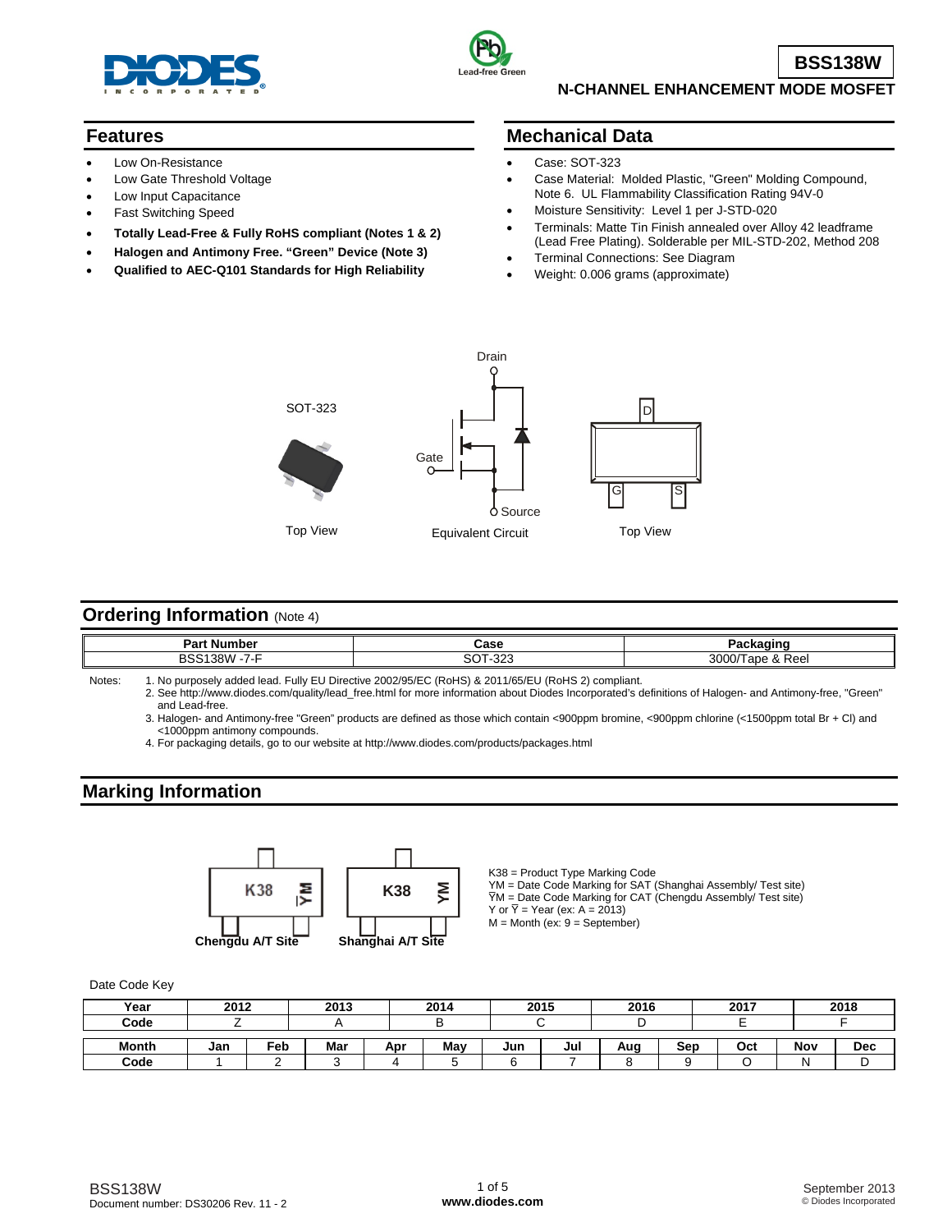# BSS138W

## N-CHANNEL ENHANCEMENT MODE MOSFET

## Features

- Low On-Resistance
- Low Gate Threshold Voltage
- Low Input Capacitance
- Fast Switching Speed
- **Totally Lead-Free & Fully RoHS compliant (Notes 1 & 2)**
- **Halogen and Antimony Free. "Green" Device (Note 3)**
- **Qualified to AEC-Q101 Standards for High Reliability**

## Mechanical Data

- Case: SOT-323
- Case Material: Molded Plastic, "Green" Molding Compound, Note 6. UL Flammability Classification Rating 94V-0
- Moisture Sensitivity: Level 1 per J-STD-020
- Terminals: Matte Tin Finish annealed over Alloy 42 leadframe (Lead Free Plating). Solderable per MIL-STD-202, Method 208
- Terminal Connections: See Diagram
- Weight: 0.006 grams (approximate)

SOT-323

Top View

Drain

Gate

Source

Equivalent Circuit

D

G S

Top View

## Ordering Information (Note 4)

| Part Number | Case | Packaging |
|---|---|---|
| BSS138W -7-F | SOT-323 | 3000/Tape & Reel |

Notes:
1. No purposely added lead. Fully EU Directive 2002/95/EC (RoHS) & 2011/65/EU (RoHS 2) compliant.
2. See http://www.diodes.com/quality/lead_free.html for more information about Diodes Incorporated's definitions of Halogen- and Antimony-free, "Green" and Lead-free.
3. Halogen- and Antimony-free "Green" products are defined as those which contain <900ppm bromine, <900ppm chlorine (<1500ppm total Br + Cl) and <1000ppm antimony compounds.
4. For packaging details, go to our website at http://www.diodes.com/products/packages.html

## Marking Information

K38 $\overline{\text{YM}}$ — Chengdu A/T Site

K38 YM — Shanghai A/T Site

K38 = Product Type Marking Code
YM = Date Code Marking for SAT (Shanghai Assembly/ Test site)
$\overline{\text{Y}}$M = Date Code Marking for CAT (Chengdu Assembly/ Test site)
Y or $\overline{\text{Y}}$ = Year (ex: A = 2013)
M = Month (ex: 9 = September)

Date Code Key

| Year | 2012 | 2013 | 2014 | 2015 | 2016 | 2017 | 2018 |
|---|---|---|---|---|---|---|---|
| Code | Z | A | B | C | D | E | F |

| Month | Jan | Feb | Mar | Apr | May | Jun | Jul | Aug | Sep | Oct | Nov | Dec |
|---|---|---|---|---|---|---|---|---|---|---|---|---|
| Code | 1 | 2 | 3 | 4 | 5 | 6 | 7 | 8 | 9 | O | N | D |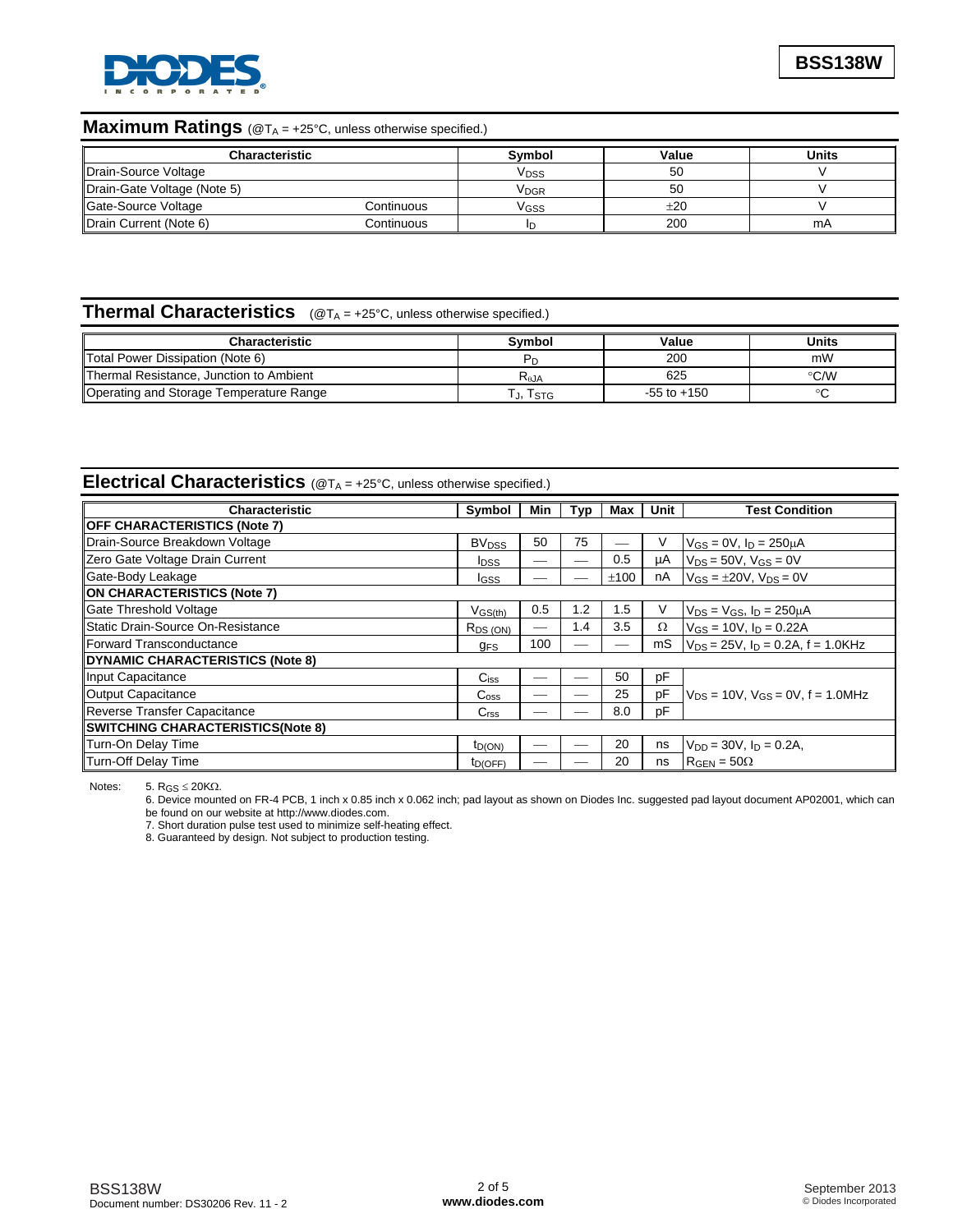## Maximum Ratings (@$T_A$ = +25°C, unless otherwise specified.)

| Characteristic | | Symbol | Value | Units |
|---|---|---|---|---|
| Drain-Source Voltage | | $V_{DSS}$ | 50 | V |
| Drain-Gate Voltage (Note 5) | | $V_{DGR}$ | 50 | V |
| Gate-Source Voltage | Continuous | $V_{GSS}$ | ±20 | V |
| Drain Current (Note 6) | Continuous | $I_D$ | 200 | mA |

## Thermal Characteristics (@$T_A$ = +25°C, unless otherwise specified.)

| Characteristic | Symbol | Value | Units |
|---|---|---|---|
| Total Power Dissipation (Note 6) | $P_D$ | 200 | mW |
| Thermal Resistance, Junction to Ambient | $R_{\theta JA}$ | 625 | °C/W |
| Operating and Storage Temperature Range | $T_J, T_{STG}$ | -55 to +150 | °C |

## Electrical Characteristics (@$T_A$ = +25°C, unless otherwise specified.)

| Characteristic | Symbol | Min | Typ | Max | Unit | Test Condition |
|---|---|---|---|---|---|---|
| **OFF CHARACTERISTICS (Note 7)** | | | | | | |
| Drain-Source Breakdown Voltage | $BV_{DSS}$ | 50 | 75 | — | V | $V_{GS}$ = 0V, $I_D$ = 250μA |
| Zero Gate Voltage Drain Current | $I_{DSS}$ | — | — | 0.5 | μA | $V_{DS}$ = 50V, $V_{GS}$ = 0V |
| Gate-Body Leakage | $I_{GSS}$ | — | — | ±100 | nA | $V_{GS}$ = ±20V, $V_{DS}$ = 0V |
| **ON CHARACTERISTICS (Note 7)** | | | | | | |
| Gate Threshold Voltage | $V_{GS(th)}$ | 0.5 | 1.2 | 1.5 | V | $V_{DS}$ = $V_{GS}$, $I_D$ = 250μA |
| Static Drain-Source On-Resistance | $R_{DS\ (ON)}$ | — | 1.4 | 3.5 | Ω | $V_{GS}$ = 10V, $I_D$ = 0.22A |
| Forward Transconductance | $g_{FS}$ | 100 | — | — | mS | $V_{DS}$ = 25V, $I_D$ = 0.2A, f = 1.0KHz |
| **DYNAMIC CHARACTERISTICS (Note 8)** | | | | | | |
| Input Capacitance | $C_{iss}$ | — | — | 50 | pF | $V_{DS}$ = 10V, $V_{GS}$ = 0V, f = 1.0MHz |
| Output Capacitance | $C_{oss}$ | — | — | 25 | pF | |
| Reverse Transfer Capacitance | $C_{rss}$ | — | — | 8.0 | pF | |
| **SWITCHING CHARACTERISTICS(Note 8)** | | | | | | |
| Turn-On Delay Time | $t_{D(ON)}$ | — | — | 20 | ns | $V_{DD}$ = 30V, $I_D$ = 0.2A, |
| Turn-Off Delay Time | $t_{D(OFF)}$ | — | — | 20 | ns | $R_{GEN}$ = 50Ω |

Notes:
5. $R_{GS} \leq 20K\Omega$.
6. Device mounted on FR-4 PCB, 1 inch x 0.85 inch x 0.062 inch; pad layout as shown on Diodes Inc. suggested pad layout document AP02001, which can be found on our website at http://www.diodes.com.
7. Short duration pulse test used to minimize self-heating effect.
8. Guaranteed by design. Not subject to production testing.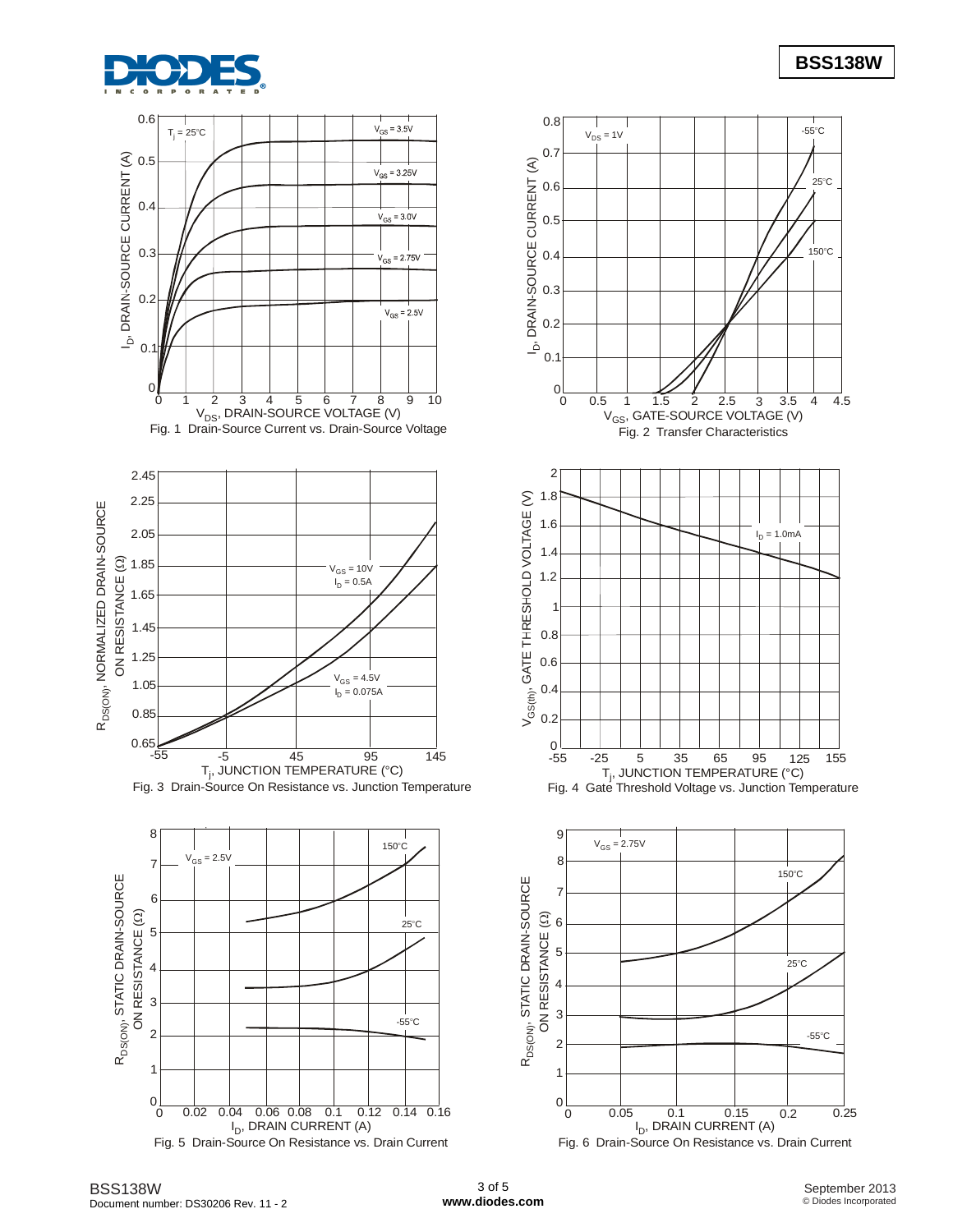Fig. 1 Drain-Source Current vs. Drain-Source Voltage

Fig. 2 Transfer Characteristics

Fig. 3 Drain-Source On Resistance vs. Junction Temperature

Fig. 4 Gate Threshold Voltage vs. Junction Temperature

Fig. 5 Drain-Source On Resistance vs. Drain Current

Fig. 6 Drain-Source On Resistance vs. Drain Current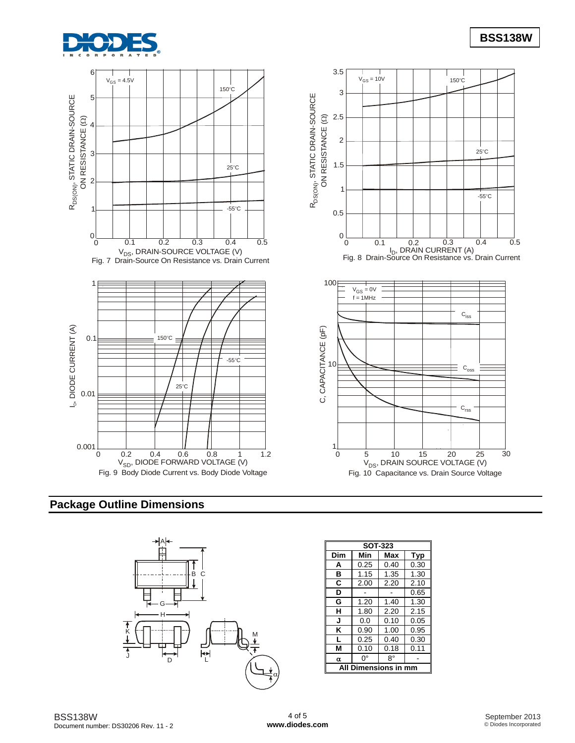Fig. 7 Drain-Source On Resistance vs. Drain Current

Fig. 8 Drain-Source On Resistance vs. Drain Current

Fig. 9 Body Diode Current vs. Body Diode Voltage

Fig. 10 Capacitance vs. Drain Source Voltage

## Package Outline Dimensions

| SOT-323 | | | |
|---|---|---|---|
| **Dim** | **Min** | **Max** | **Typ** |
| **A** | 0.25 | 0.40 | 0.30 |
| **B** | 1.15 | 1.35 | 1.30 |
| **C** | 2.00 | 2.20 | 2.10 |
| **D** | - | - | 0.65 |
| **G** | 1.20 | 1.40 | 1.30 |
| **H** | 1.80 | 2.20 | 2.15 |
| **J** | 0.0 | 0.10 | 0.05 |
| **K** | 0.90 | 1.00 | 0.95 |
| **L** | 0.25 | 0.40 | 0.30 |
| **M** | 0.10 | 0.18 | 0.11 |
| **$\alpha$** | 0° | 8° | - |
| **All Dimensions in mm** | | | |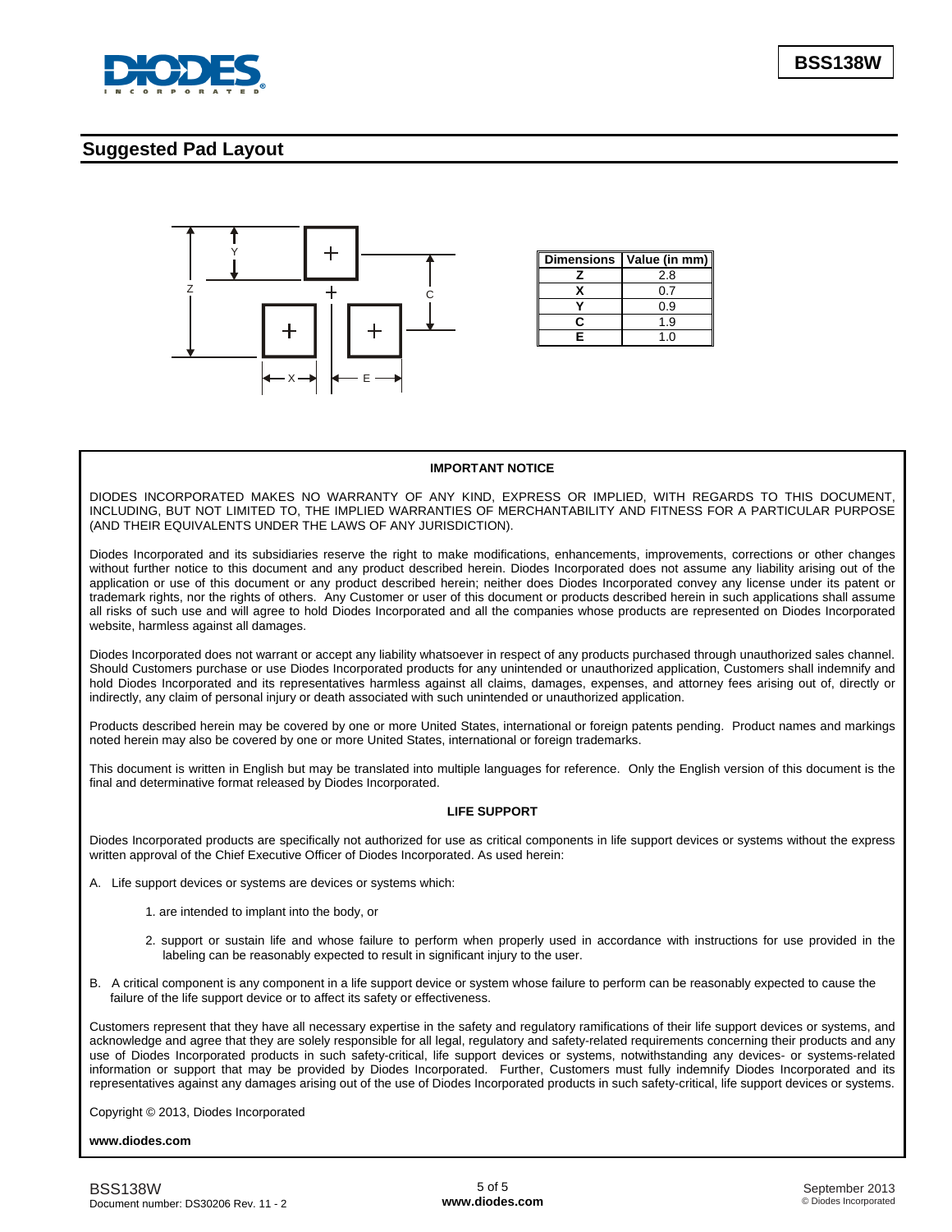## Suggested Pad Layout

Y
Z
C
X
E

| Dimensions | Value (in mm) |
|---|---|
| Z | 2.8 |
| X | 0.7 |
| Y | 0.9 |
| C | 1.9 |
| E | 1.0 |

**IMPORTANT NOTICE**

DIODES INCORPORATED MAKES NO WARRANTY OF ANY KIND, EXPRESS OR IMPLIED, WITH REGARDS TO THIS DOCUMENT, INCLUDING, BUT NOT LIMITED TO, THE IMPLIED WARRANTIES OF MERCHANTABILITY AND FITNESS FOR A PARTICULAR PURPOSE (AND THEIR EQUIVALENTS UNDER THE LAWS OF ANY JURISDICTION).

Diodes Incorporated and its subsidiaries reserve the right to make modifications, enhancements, improvements, corrections or other changes without further notice to this document and any product described herein. Diodes Incorporated does not assume any liability arising out of the application or use of this document or any product described herein; neither does Diodes Incorporated convey any license under its patent or trademark rights, nor the rights of others. Any Customer or user of this document or products described herein in such applications shall assume all risks of such use and will agree to hold Diodes Incorporated and all the companies whose products are represented on Diodes Incorporated website, harmless against all damages.

Diodes Incorporated does not warrant or accept any liability whatsoever in respect of any products purchased through unauthorized sales channel. Should Customers purchase or use Diodes Incorporated products for any unintended or unauthorized application, Customers shall indemnify and hold Diodes Incorporated and its representatives harmless against all claims, damages, expenses, and attorney fees arising out of, directly or indirectly, any claim of personal injury or death associated with such unintended or unauthorized application.

Products described herein may be covered by one or more United States, international or foreign patents pending. Product names and markings noted herein may also be covered by one or more United States, international or foreign trademarks.

This document is written in English but may be translated into multiple languages for reference. Only the English version of this document is the final and determinative format released by Diodes Incorporated.

**LIFE SUPPORT**

Diodes Incorporated products are specifically not authorized for use as critical components in life support devices or systems without the express written approval of the Chief Executive Officer of Diodes Incorporated. As used herein:

A. Life support devices or systems are devices or systems which:

1. are intended to implant into the body, or
2. support or sustain life and whose failure to perform when properly used in accordance with instructions for use provided in the labeling can be reasonably expected to result in significant injury to the user.

B. A critical component is any component in a life support device or system whose failure to perform can be reasonably expected to cause the failure of the life support device or to affect its safety or effectiveness.

Customers represent that they have all necessary expertise in the safety and regulatory ramifications of their life support devices or systems, and acknowledge and agree that they are solely responsible for all legal, regulatory and safety-related requirements concerning their products and any use of Diodes Incorporated products in such safety-critical, life support devices or systems, notwithstanding any devices- or systems-related information or support that may be provided by Diodes Incorporated. Further, Customers must fully indemnify Diodes Incorporated and its representatives against any damages arising out of the use of Diodes Incorporated products in such safety-critical, life support devices or systems.

Copyright © 2013, Diodes Incorporated

**www.diodes.com**